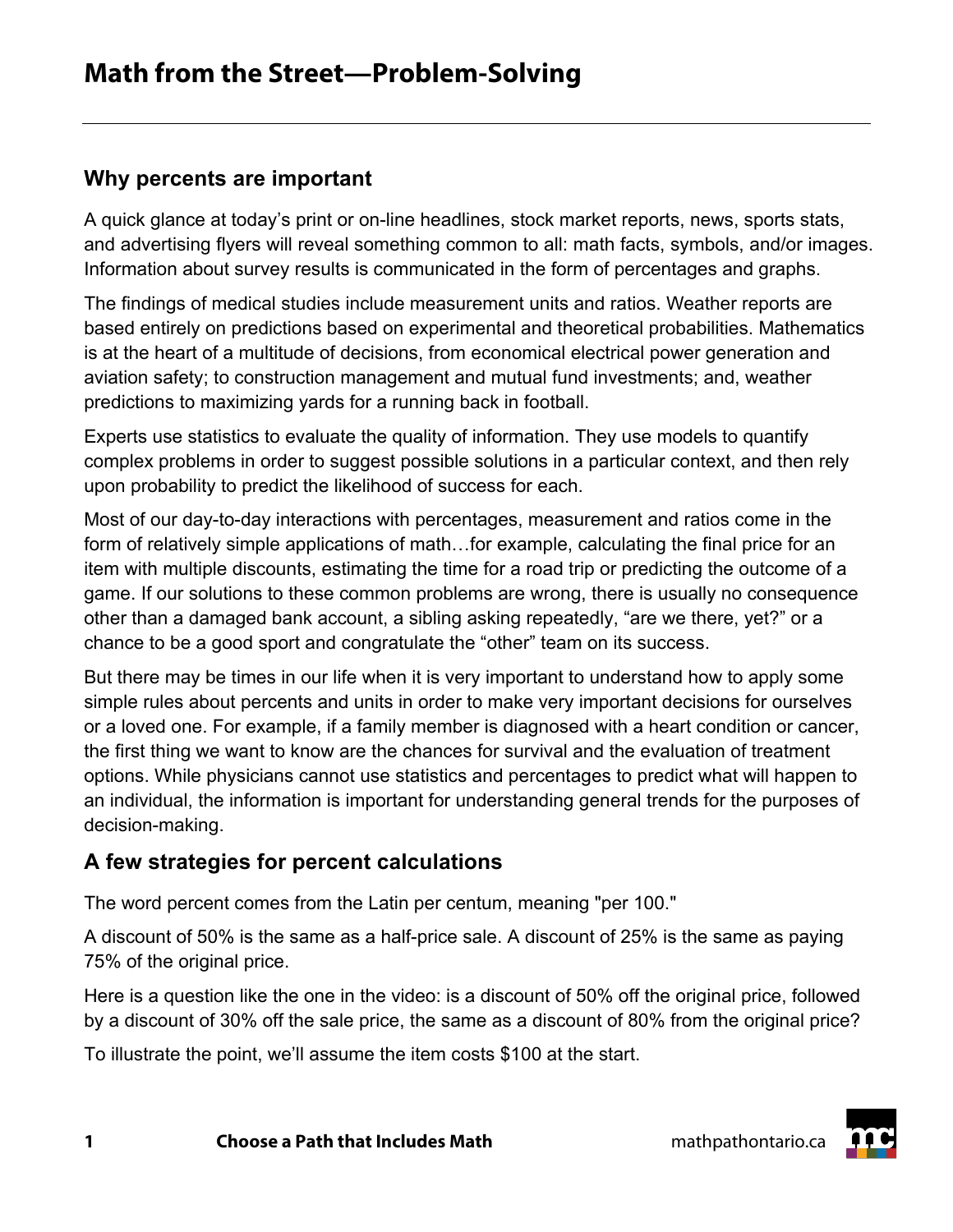# Math from the Street—Problem-Solving

## Why percents are important

A quick glance at today's print or on-line headlines, stock market reports, news, sports stats, and advertising flyers will reveal something common to all: math facts, symbols, and/or images. Information about survey results is communicated in the form of percentages and graphs.

The findings of medical studies include measurement units and ratios. Weather reports are based entirely on predictions based on experimental and theoretical probabilities. Mathematics is at the heart of a multitude of decisions, from economical electrical power generation and aviation safety; to construction management and mutual fund investments; and, weather predictions to maximizing yards for a running back in football.

Experts use statistics to evaluate the quality of information. They use models to quantify complex problems in order to suggest possible solutions in a particular context, and then rely upon probability to predict the likelihood of success for each.

Most of our day-to-day interactions with percentages, measurement and ratios come in the form of relatively simple applications of math…for example, calculating the final price for an item with multiple discounts, estimating the time for a road trip or predicting the outcome of a game. If our solutions to these common problems are wrong, there is usually no consequence other than a damaged bank account, a sibling asking repeatedly, "are we there, yet?" or a chance to be a good sport and congratulate the "other" team on its success.

But there may be times in our life when it is very important to understand how to apply some simple rules about percents and units in order to make very important decisions for ourselves or a loved one. For example, if a family member is diagnosed with a heart condition or cancer, the first thing we want to know are the chances for survival and the evaluation of treatment options. While physicians cannot use statistics and percentages to predict what will happen to an individual, the information is important for understanding general trends for the purposes of decision-making.

## A few strategies for percent calculations

The word percent comes from the Latin per centum, meaning "per 100."

A discount of 50% is the same as a half-price sale. A discount of 25% is the same as paying 75% of the original price.

Here is a question like the one in the video: is a discount of 50% off the original price, followed by a discount of 30% off the sale price, the same as a discount of 80% from the original price?

To illustrate the point, we'll assume the item costs $100 at the start.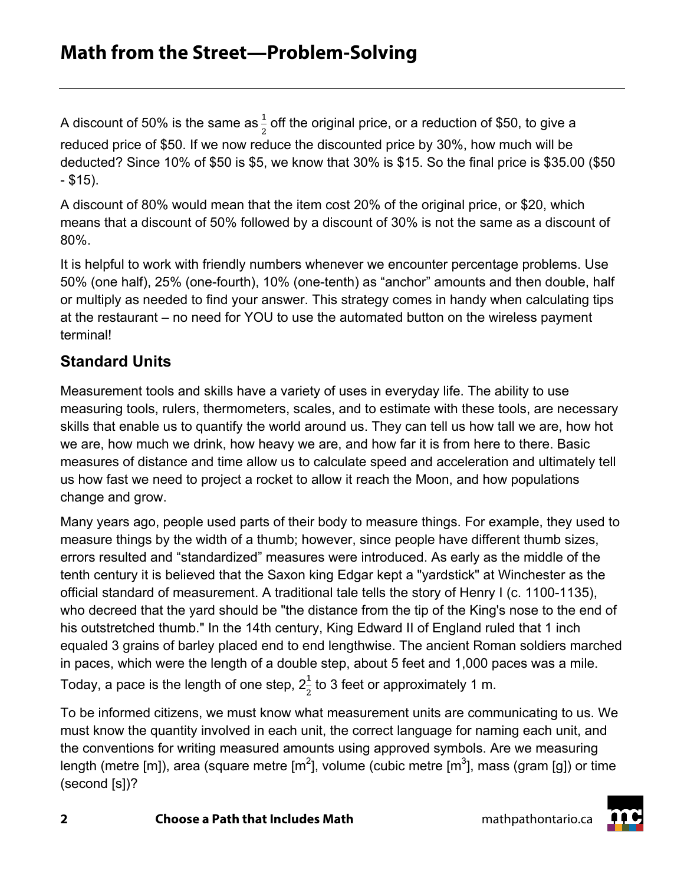A discount of 50% is the same as $\frac{1}{2}$ off the original price, or a reduction of $50, to give a reduced price of $50. If we now reduce the discounted price by 30%, how much will be deducted? Since 10% of $50 is $5, we know that 30% is $15. So the final price is $35.00 ($50 - $15).

A discount of 80% would mean that the item cost 20% of the original price, or $20, which means that a discount of 50% followed by a discount of 30% is not the same as a discount of 80%.

It is helpful to work with friendly numbers whenever we encounter percentage problems. Use 50% (one half), 25% (one-fourth), 10% (one-tenth) as "anchor" amounts and then double, half or multiply as needed to find your answer. This strategy comes in handy when calculating tips at the restaurant – no need for YOU to use the automated button on the wireless payment terminal!

## Standard Units

Measurement tools and skills have a variety of uses in everyday life. The ability to use measuring tools, rulers, thermometers, scales, and to estimate with these tools, are necessary skills that enable us to quantify the world around us. They can tell us how tall we are, how hot we are, how much we drink, how heavy we are, and how far it is from here to there. Basic measures of distance and time allow us to calculate speed and acceleration and ultimately tell us how fast we need to project a rocket to allow it reach the Moon, and how populations change and grow.

Many years ago, people used parts of their body to measure things. For example, they used to measure things by the width of a thumb; however, since people have different thumb sizes, errors resulted and "standardized" measures were introduced. As early as the middle of the tenth century it is believed that the Saxon king Edgar kept a "yardstick" at Winchester as the official standard of measurement. A traditional tale tells the story of Henry I (c. 1100-1135), who decreed that the yard should be "the distance from the tip of the King's nose to the end of his outstretched thumb." In the 14th century, King Edward II of England ruled that 1 inch equaled 3 grains of barley placed end to end lengthwise. The ancient Roman soldiers marched in paces, which were the length of a double step, about 5 feet and 1,000 paces was a mile. Today, a pace is the length of one step, $2\frac{1}{2}$ to 3 feet or approximately 1 m.

To be informed citizens, we must know what measurement units are communicating to us. We must know the quantity involved in each unit, the correct language for naming each unit, and the conventions for writing measured amounts using approved symbols. Are we measuring length (metre [m]), area (square metre [$m^2$], volume (cubic metre [$m^3$], mass (gram [g]) or time (second [s])?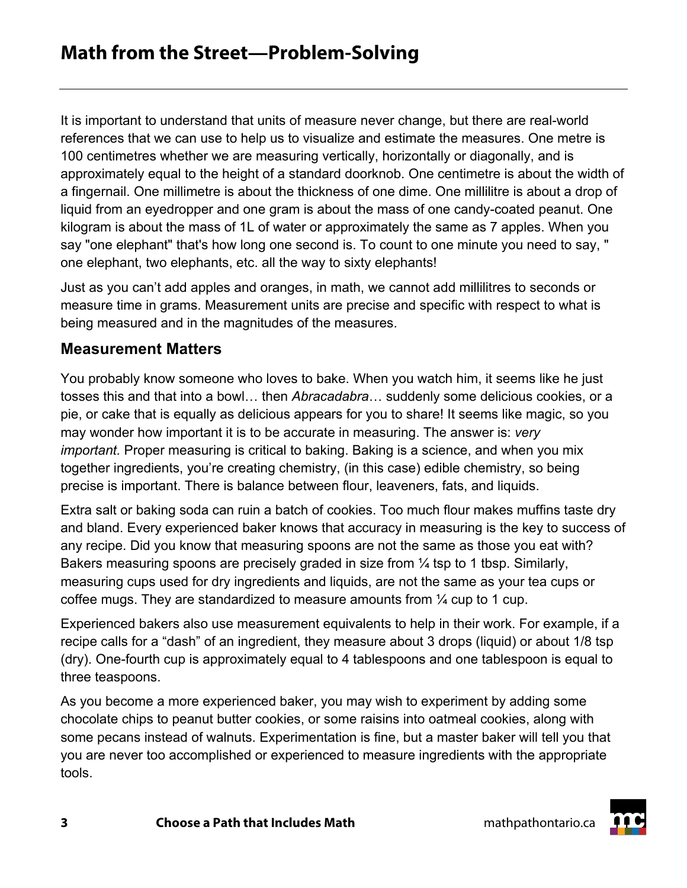# Math from the Street—Problem-Solving

It is important to understand that units of measure never change, but there are real-world references that we can use to help us to visualize and estimate the measures. One metre is 100 centimetres whether we are measuring vertically, horizontally or diagonally, and is approximately equal to the height of a standard doorknob. One centimetre is about the width of a fingernail. One millimetre is about the thickness of one dime. One millilitre is about a drop of liquid from an eyedropper and one gram is about the mass of one candy-coated peanut. One kilogram is about the mass of 1L of water or approximately the same as 7 apples. When you say "one elephant" that's how long one second is. To count to one minute you need to say, " one elephant, two elephants, etc. all the way to sixty elephants!

Just as you can't add apples and oranges, in math, we cannot add millilitres to seconds or measure time in grams. Measurement units are precise and specific with respect to what is being measured and in the magnitudes of the measures.

## Measurement Matters

You probably know someone who loves to bake. When you watch him, it seems like he just tosses this and that into a bowl… then *Abracadabra*… suddenly some delicious cookies, or a pie, or cake that is equally as delicious appears for you to share! It seems like magic, so you may wonder how important it is to be accurate in measuring. The answer is: *very important.* Proper measuring is critical to baking. Baking is a science, and when you mix together ingredients, you're creating chemistry, (in this case) edible chemistry, so being precise is important. There is balance between flour, leaveners, fats, and liquids.

Extra salt or baking soda can ruin a batch of cookies. Too much flour makes muffins taste dry and bland. Every experienced baker knows that accuracy in measuring is the key to success of any recipe. Did you know that measuring spoons are not the same as those you eat with? Bakers measuring spoons are precisely graded in size from ¼ tsp to 1 tbsp. Similarly, measuring cups used for dry ingredients and liquids, are not the same as your tea cups or coffee mugs. They are standardized to measure amounts from ¼ cup to 1 cup.

Experienced bakers also use measurement equivalents to help in their work. For example, if a recipe calls for a "dash" of an ingredient, they measure about 3 drops (liquid) or about 1/8 tsp (dry). One-fourth cup is approximately equal to 4 tablespoons and one tablespoon is equal to three teaspoons.

As you become a more experienced baker, you may wish to experiment by adding some chocolate chips to peanut butter cookies, or some raisins into oatmeal cookies, along with some pecans instead of walnuts. Experimentation is fine, but a master baker will tell you that you are never too accomplished or experienced to measure ingredients with the appropriate tools.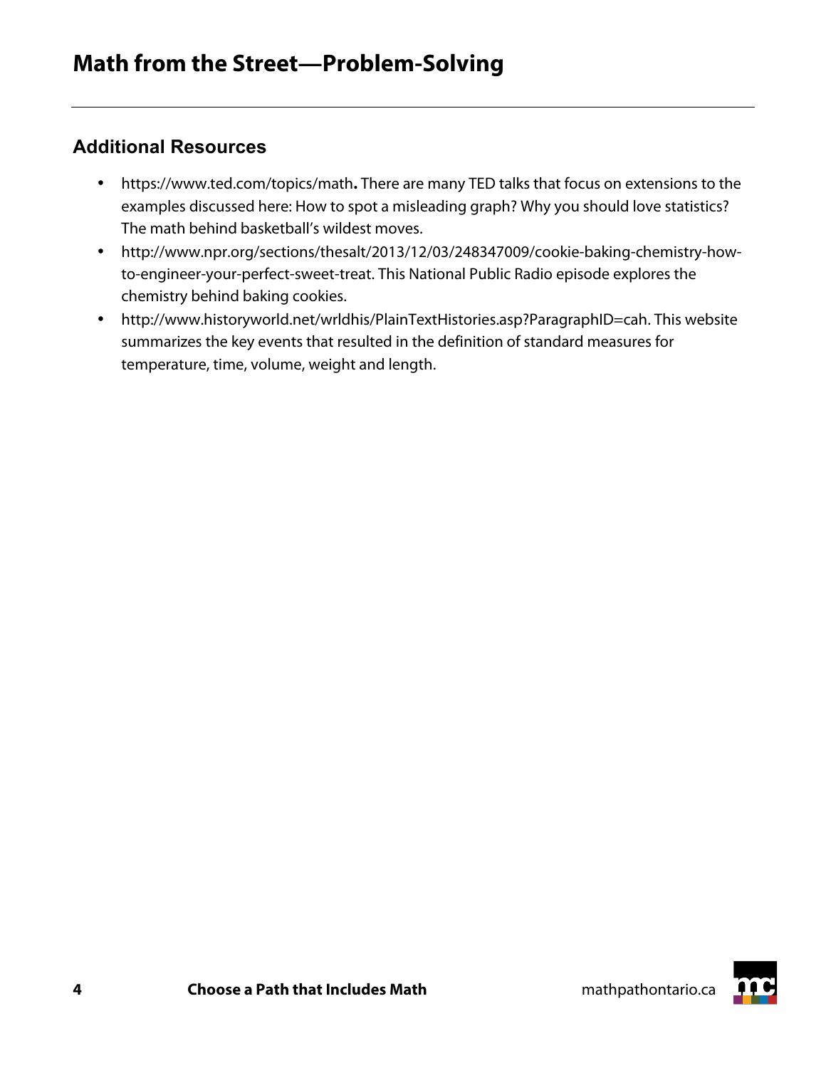## Math from the Street—Problem-Solving

### Additional Resources

- https://www.ted.com/topics/math**.** There are many TED talks that focus on extensions to the examples discussed here: How to spot a misleading graph? Why you should love statistics? The math behind basketball's wildest moves.
- http://www.npr.org/sections/thesalt/2013/12/03/248347009/cookie-baking-chemistry-how-to-engineer-your-perfect-sweet-treat. This National Public Radio episode explores the chemistry behind baking cookies.
- http://www.historyworld.net/wrldhis/PlainTextHistories.asp?ParagraphID=cah. This website summarizes the key events that resulted in the definition of standard measures for temperature, time, volume, weight and length.